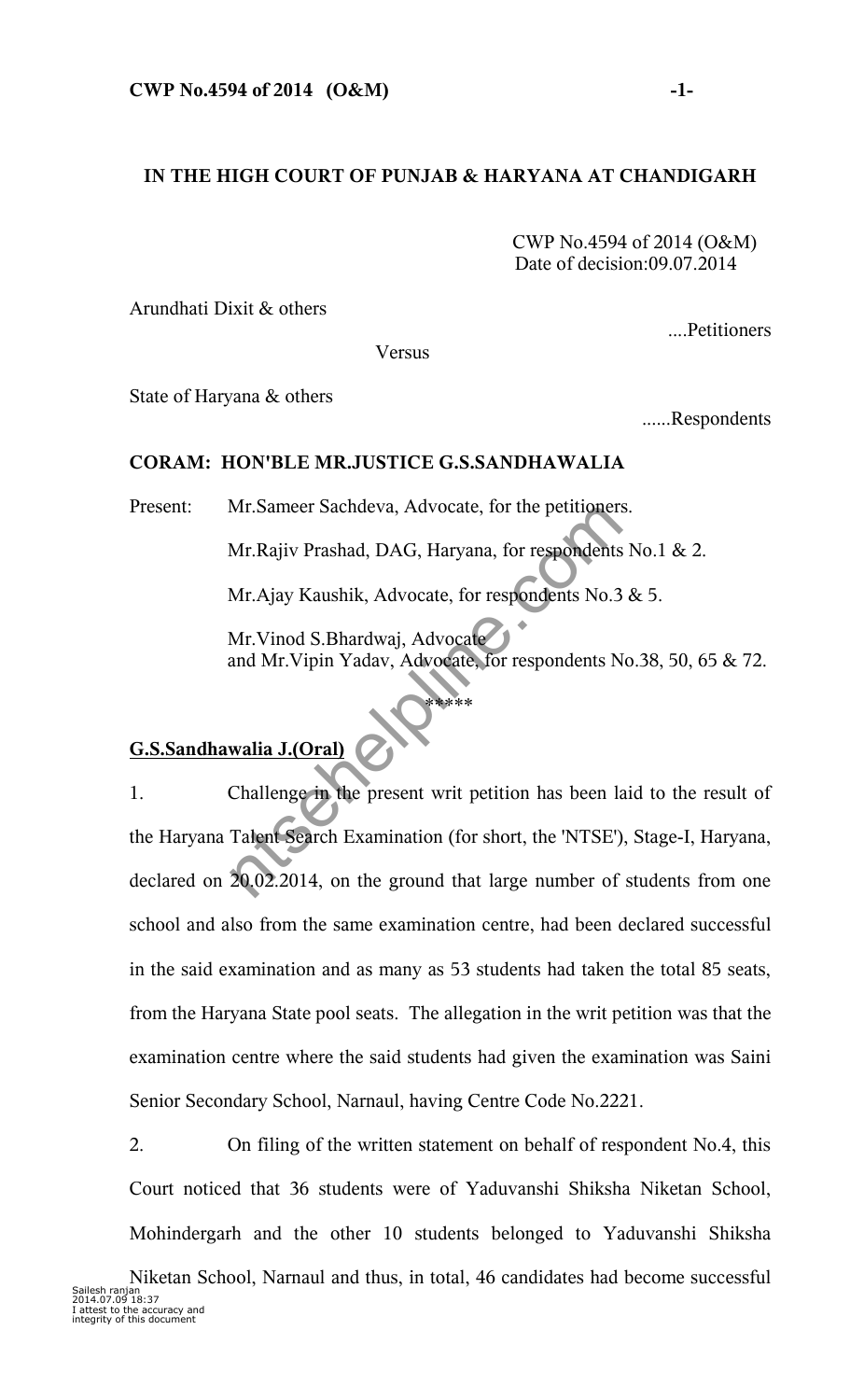**IN THE HIGH COURT OF PUNJAB & HARYANA AT CHANDIGARH**

CWP No.4594 of 2014 (O&M)
Date of decision:09.07.2014

Arundhati Dixit & others

....Petitioners

Versus

State of Haryana & others

......Respondents

**CORAM: HON'BLE MR.JUSTICE G.S.SANDHAWALIA**

Present: Mr.Sameer Sachdeva, Advocate, for the petitioners.

Mr.Rajiv Prashad, DAG, Haryana, for respondents No.1 & 2.

Mr.Ajay Kaushik, Advocate, for respondents No.3 & 5.

Mr.Vinod S.Bhardwaj, Advocate and Mr.Vipin Yadav, Advocate, for respondents No.38, 50, 65 & 72.

*****

**G.S.Sandhawalia J.(Oral)**

1. Challenge in the present writ petition has been laid to the result of the Haryana Talent Search Examination (for short, the 'NTSE'), Stage-I, Haryana, declared on 20.02.2014, on the ground that large number of students from one school and also from the same examination centre, had been declared successful in the said examination and as many as 53 students had taken the total 85 seats, from the Haryana State pool seats. The allegation in the writ petition was that the examination centre where the said students had given the examination was Saini Senior Secondary School, Narnaul, having Centre Code No.2221.

2. On filing of the written statement on behalf of respondent No.4, this Court noticed that 36 students were of Yaduvanshi Shiksha Niketan School, Mohindergarh and the other 10 students belonged to Yaduvanshi Shiksha Niketan School, Narnaul and thus, in total, 46 candidates had become successful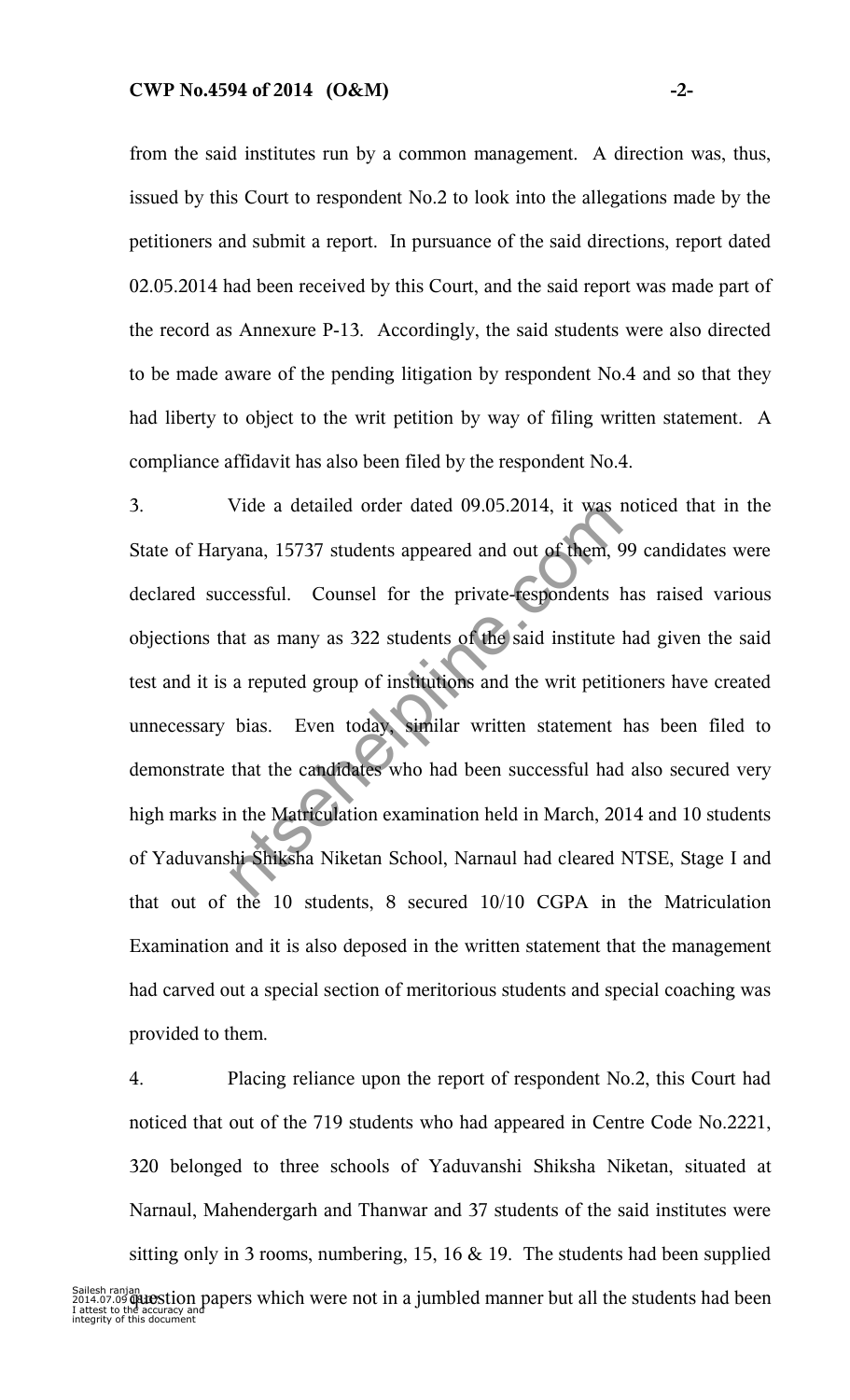from the said institutes run by a common management. A direction was, thus, issued by this Court to respondent No.2 to look into the allegations made by the petitioners and submit a report. In pursuance of the said directions, report dated 02.05.2014 had been received by this Court, and the said report was made part of the record as Annexure P-13. Accordingly, the said students were also directed to be made aware of the pending litigation by respondent No.4 and so that they had liberty to object to the writ petition by way of filing written statement. A compliance affidavit has also been filed by the respondent No.4.

3. Vide a detailed order dated 09.05.2014, it was noticed that in the State of Haryana, 15737 students appeared and out of them, 99 candidates were declared successful. Counsel for the private-respondents has raised various objections that as many as 322 students of the said institute had given the said test and it is a reputed group of institutions and the writ petitioners have created unnecessary bias. Even today, similar written statement has been filed to demonstrate that the candidates who had been successful had also secured very high marks in the Matriculation examination held in March, 2014 and 10 students of Yaduvanshi Shiksha Niketan School, Narnaul had cleared NTSE, Stage I and that out of the 10 students, 8 secured 10/10 CGPA in the Matriculation Examination and it is also deposed in the written statement that the management had carved out a special section of meritorious students and special coaching was provided to them.

4. Placing reliance upon the report of respondent No.2, this Court had noticed that out of the 719 students who had appeared in Centre Code No.2221, 320 belonged to three schools of Yaduvanshi Shiksha Niketan, situated at Narnaul, Mahendergarh and Thanwar and 37 students of the said institutes were sitting only in 3 rooms, numbering, 15, 16 & 19. The students had been supplied question papers which were not in a jumbled manner but all the students had been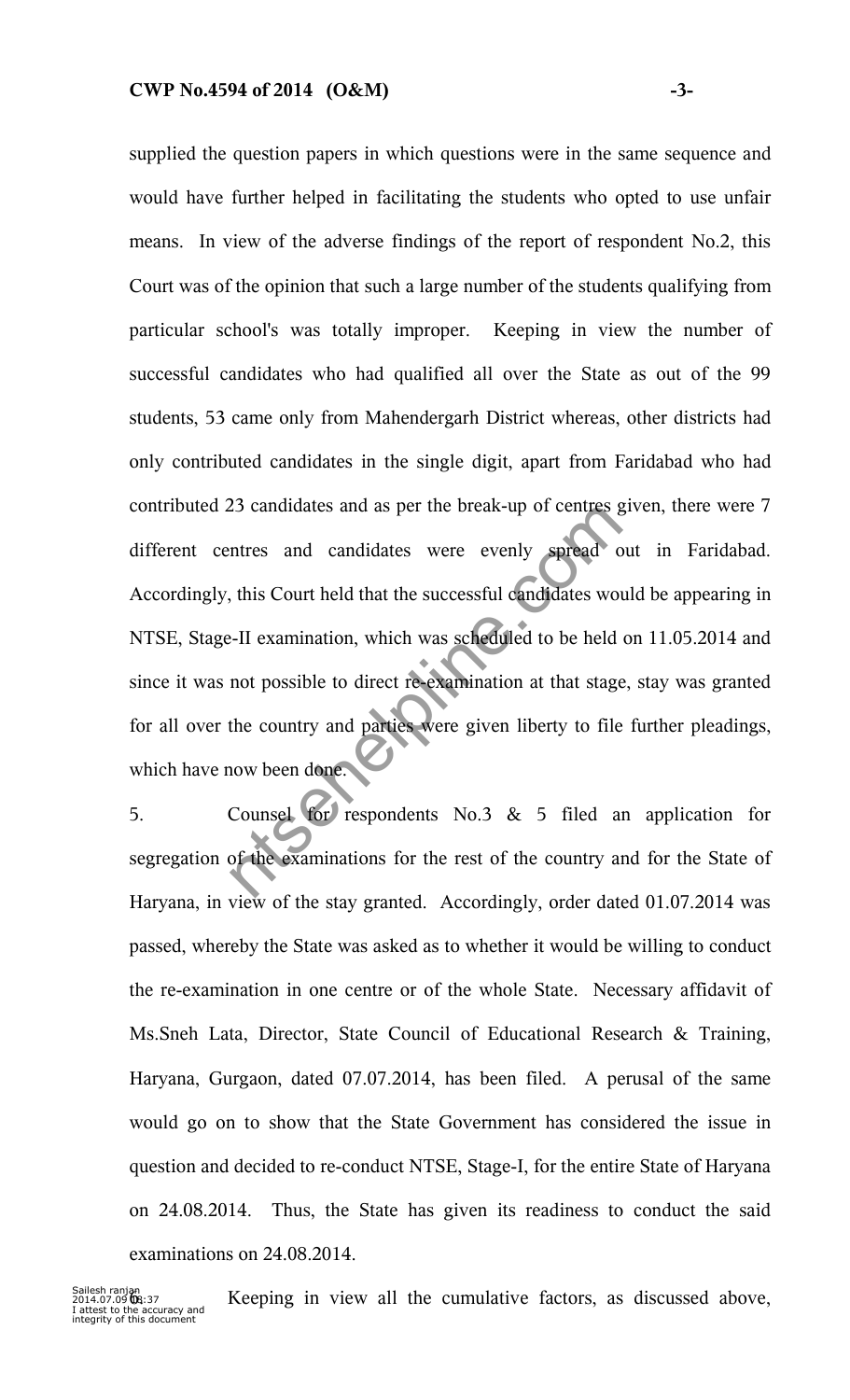supplied the question papers in which questions were in the same sequence and would have further helped in facilitating the students who opted to use unfair means. In view of the adverse findings of the report of respondent No.2, this Court was of the opinion that such a large number of the students qualifying from particular school's was totally improper. Keeping in view the number of successful candidates who had qualified all over the State as out of the 99 students, 53 came only from Mahendergarh District whereas, other districts had only contributed candidates in the single digit, apart from Faridabad who had contributed 23 candidates and as per the break-up of centres given, there were 7 different centres and candidates were evenly spread out in Faridabad. Accordingly, this Court held that the successful candidates would be appearing in NTSE, Stage-II examination, which was scheduled to be held on 11.05.2014 and since it was not possible to direct re-examination at that stage, stay was granted for all over the country and parties were given liberty to file further pleadings, which have now been done.

5. Counsel for respondents No.3 & 5 filed an application for segregation of the examinations for the rest of the country and for the State of Haryana, in view of the stay granted. Accordingly, order dated 01.07.2014 was passed, whereby the State was asked as to whether it would be willing to conduct the re-examination in one centre or of the whole State. Necessary affidavit of Ms.Sneh Lata, Director, State Council of Educational Research & Training, Haryana, Gurgaon, dated 07.07.2014, has been filed. A perusal of the same would go on to show that the State Government has considered the issue in question and decided to re-conduct NTSE, Stage-I, for the entire State of Haryana on 24.08.2014. Thus, the State has given its readiness to conduct the said examinations on 24.08.2014.

6. Keeping in view all the cumulative factors, as discussed above,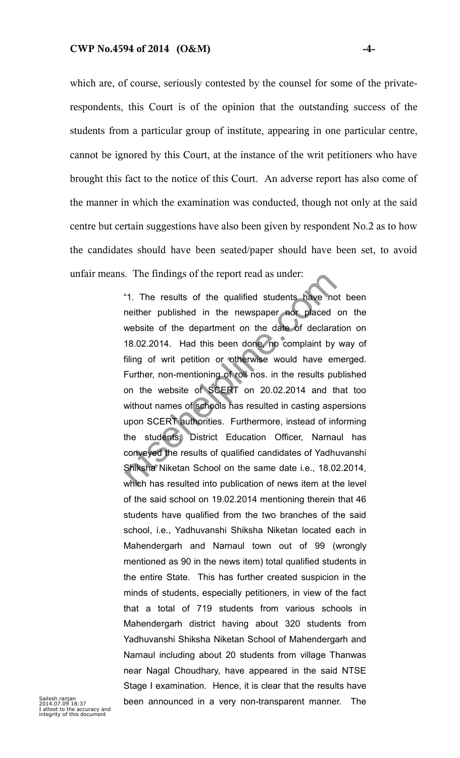which are, of course, seriously contested by the counsel for some of the private-respondents, this Court is of the opinion that the outstanding success of the students from a particular group of institute, appearing in one particular centre, cannot be ignored by this Court, at the instance of the writ petitioners who have brought this fact to the notice of this Court. An adverse report has also come of the manner in which the examination was conducted, though not only at the said centre but certain suggestions have also been given by respondent No.2 as to how the candidates should have been seated/paper should have been set, to avoid unfair means. The findings of the report read as under:

> "1. The results of the qualified students have not been neither published in the newspaper nor placed on the website of the department on the date of declaration on 18.02.2014. Had this been done, no complaint by way of filing of writ petition or otherwise would have emerged. Further, non-mentioning of roll nos. in the results published on the website of SCERT on 20.02.2014 and that too without names of schools has resulted in casting aspersions upon SCERT authorities. Furthermore, instead of informing the students, District Education Officer, Narnaul has conveyed the results of qualified candidates of Yadhuvanshi Shiksha Niketan School on the same date i.e., 18.02.2014, which has resulted into publication of news item at the level of the said school on 19.02.2014 mentioning therein that 46 students have qualified from the two branches of the said school, i.e., Yadhuvanshi Shiksha Niketan located each in Mahendergarh and Narnaul town out of 99 (wrongly mentioned as 90 in the news item) total qualified students in the entire State. This has further created suspicion in the minds of students, especially petitioners, in view of the fact that a total of 719 students from various schools in Mahendergarh district having about 320 students from Yadhuvanshi Shiksha Niketan School of Mahendergarh and Narnaul including about 20 students from village Thanwas near Nagal Choudhary, have appeared in the said NTSE Stage I examination. Hence, it is clear that the results have been announced in a very non-transparent manner. The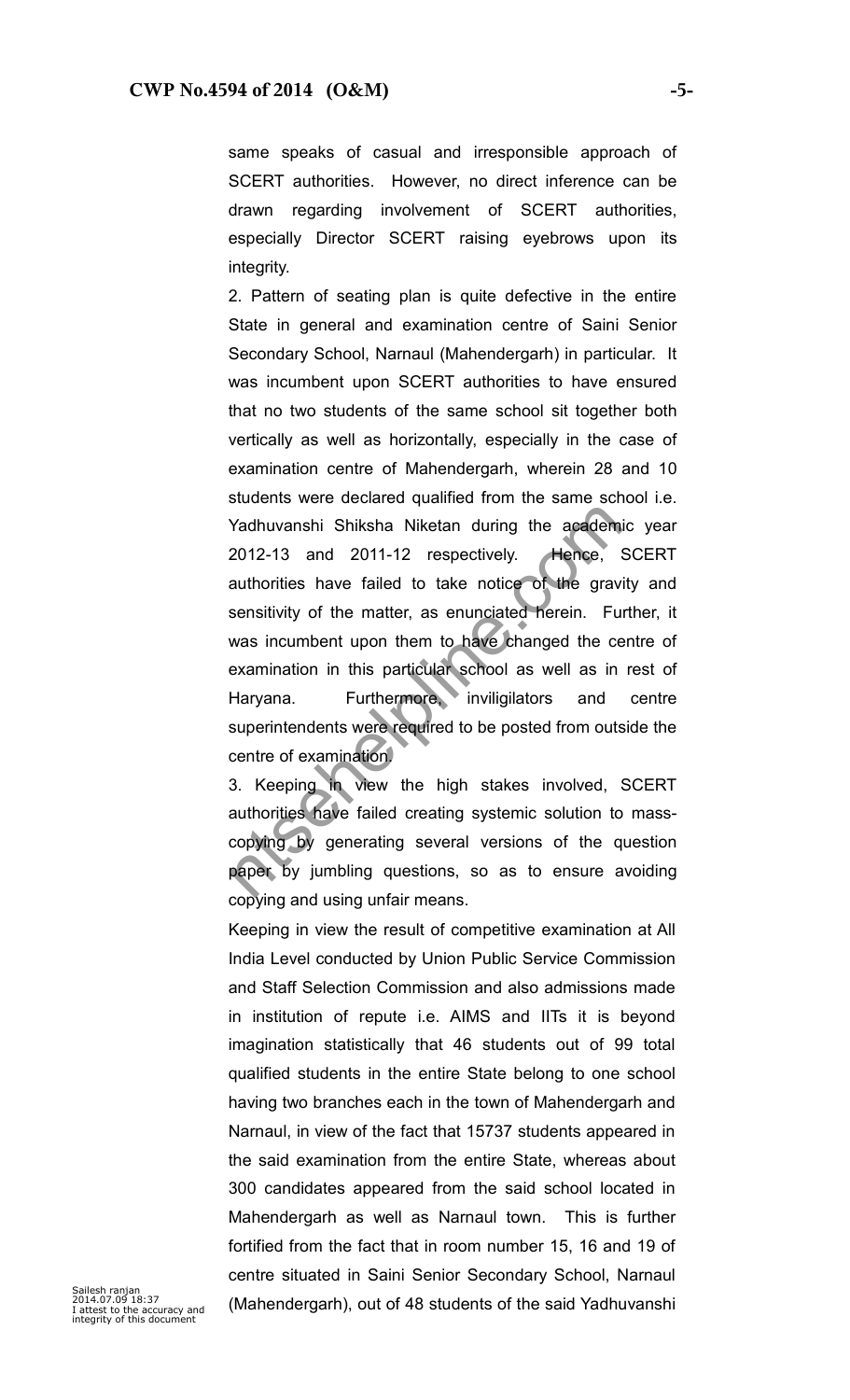same speaks of casual and irresponsible approach of SCERT authorities. However, no direct inference can be drawn regarding involvement of SCERT authorities, especially Director SCERT raising eyebrows upon its integrity.

2. Pattern of seating plan is quite defective in the entire State in general and examination centre of Saini Senior Secondary School, Narnaul (Mahendergarh) in particular. It was incumbent upon SCERT authorities to have ensured that no two students of the same school sit together both vertically as well as horizontally, especially in the case of examination centre of Mahendergarh, wherein 28 and 10 students were declared qualified from the same school i.e. Yadhuvanshi Shiksha Niketan during the academic year 2012-13 and 2011-12 respectively. Hence, SCERT authorities have failed to take notice of the gravity and sensitivity of the matter, as enunciated herein. Further, it was incumbent upon them to have changed the centre of examination in this particular school as well as in rest of Haryana. Furthermore, inviligilators and centre superintendents were required to be posted from outside the centre of examination.

3. Keeping in view the high stakes involved, SCERT authorities have failed creating systemic solution to mass-copying by generating several versions of the question paper by jumbling questions, so as to ensure avoiding copying and using unfair means.

Keeping in view the result of competitive examination at All India Level conducted by Union Public Service Commission and Staff Selection Commission and also admissions made in institution of repute i.e. AIMS and IITs it is beyond imagination statistically that 46 students out of 99 total qualified students in the entire State belong to one school having two branches each in the town of Mahendergarh and Narnaul, in view of the fact that 15737 students appeared in the said examination from the entire State, whereas about 300 candidates appeared from the said school located in Mahendergarh as well as Narnaul town. This is further fortified from the fact that in room number 15, 16 and 19 of centre situated in Saini Senior Secondary School, Narnaul (Mahendergarh), out of 48 students of the said Yadhuvanshi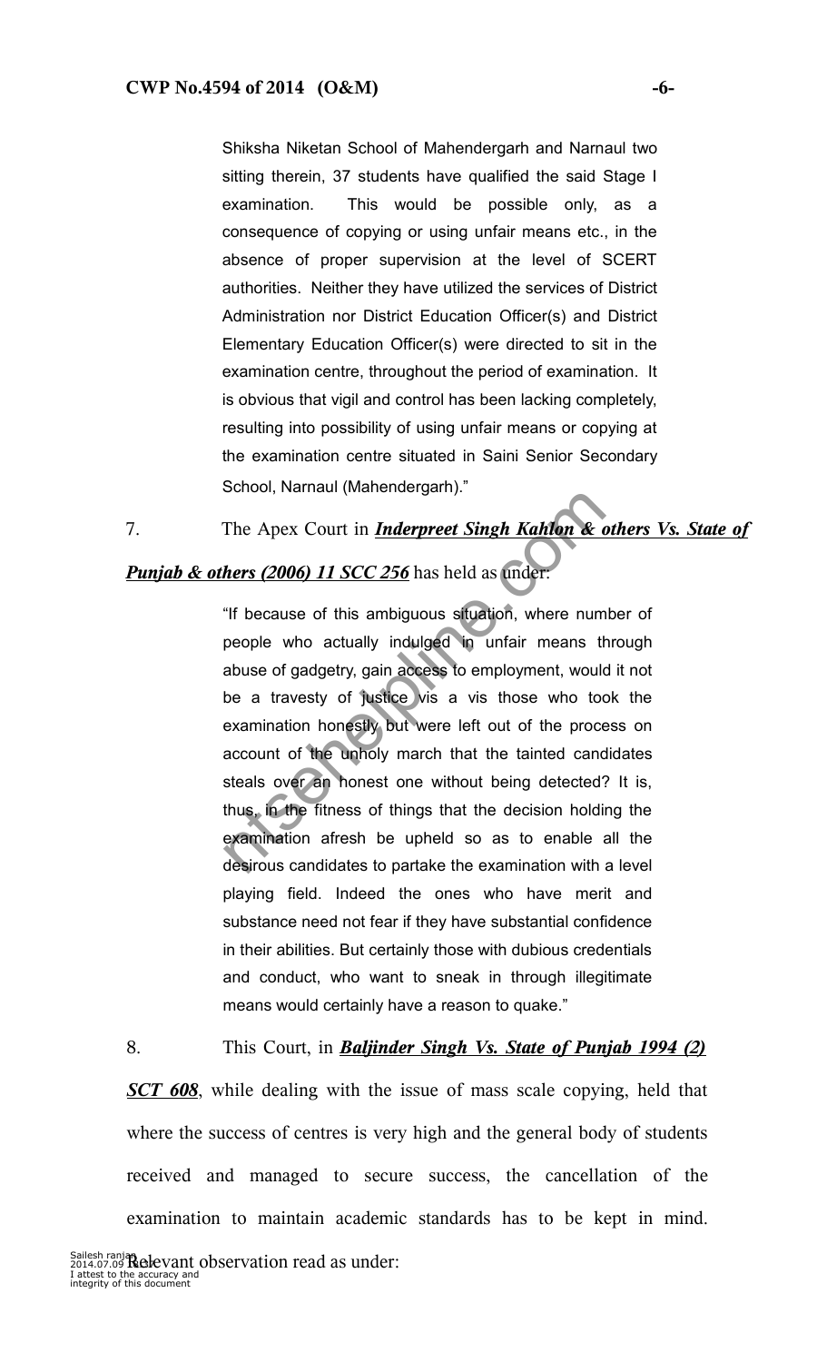Shiksha Niketan School of Mahendergarh and Narnaul two sitting therein, 37 students have qualified the said Stage I examination. This would be possible only, as a consequence of copying or using unfair means etc., in the absence of proper supervision at the level of SCERT authorities. Neither they have utilized the services of District Administration nor District Education Officer(s) and District Elementary Education Officer(s) were directed to sit in the examination centre, throughout the period of examination. It is obvious that vigil and control has been lacking completely, resulting into possibility of using unfair means or copying at the examination centre situated in Saini Senior Secondary School, Narnaul (Mahendergarh)."

7. The Apex Court in ***Inderpreet Singh Kahlon & others Vs. State of Punjab & others (2006) 11 SCC 256*** has held as under:

> "If because of this ambiguous situation, where number of people who actually indulged in unfair means through abuse of gadgetry, gain access to employment, would it not be a travesty of justice vis a vis those who took the examination honestly but were left out of the process on account of the unholy march that the tainted candidates steals over an honest one without being detected? It is, thus, in the fitness of things that the decision holding the examination afresh be upheld so as to enable all the desirous candidates to partake the examination with a level playing field. Indeed the ones who have merit and substance need not fear if they have substantial confidence in their abilities. But certainly those with dubious credentials and conduct, who want to sneak in through illegitimate means would certainly have a reason to quake."

8. This Court, in ***Baljinder Singh Vs. State of Punjab 1994 (2) SCT 608***, while dealing with the issue of mass scale copying, held that where the success of centres is very high and the general body of students received and managed to secure success, the cancellation of the examination to maintain academic standards has to be kept in mind. Relevant observation read as under: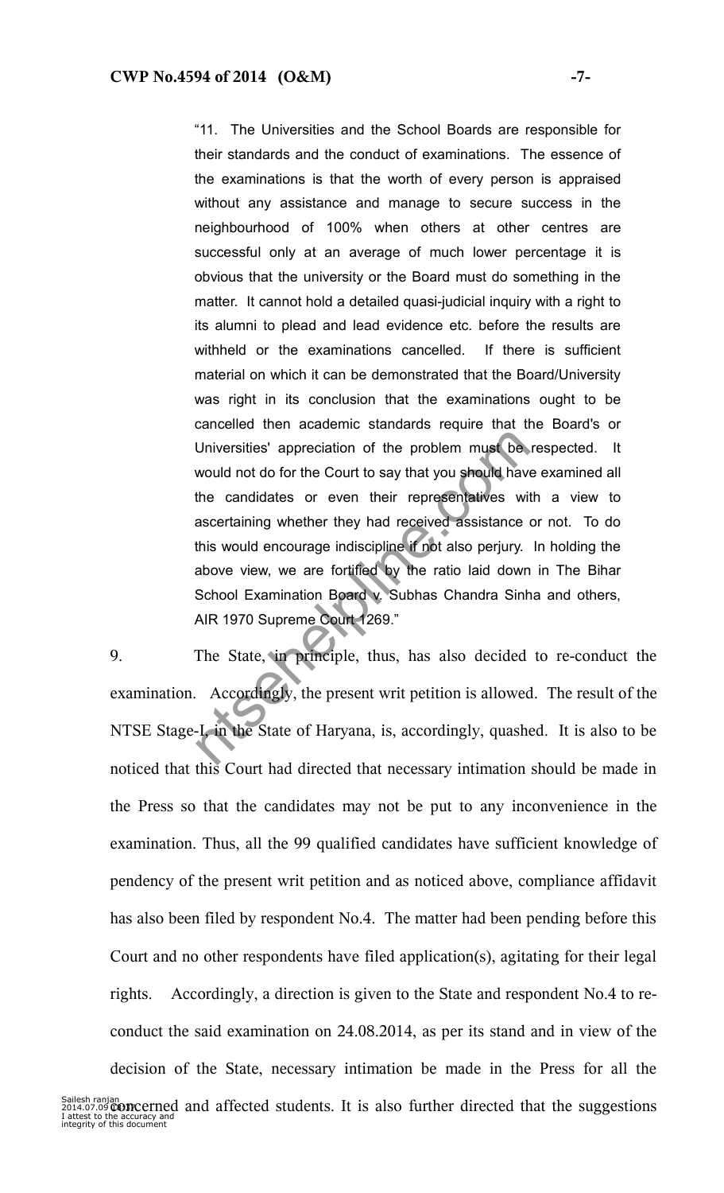"11. The Universities and the School Boards are responsible for their standards and the conduct of examinations. The essence of the examinations is that the worth of every person is appraised without any assistance and manage to secure success in the neighbourhood of 100% when others at other centres are successful only at an average of much lower percentage it is obvious that the university or the Board must do something in the matter. It cannot hold a detailed quasi-judicial inquiry with a right to its alumni to plead and lead evidence etc. before the results are withheld or the examinations cancelled. If there is sufficient material on which it can be demonstrated that the Board/University was right in its conclusion that the examinations ought to be cancelled then academic standards require that the Board's or Universities' appreciation of the problem must be respected. It would not do for the Court to say that you should have examined all the candidates or even their representatives with a view to ascertaining whether they had received assistance or not. To do this would encourage indiscipline if not also perjury. In holding the above view, we are fortified by the ratio laid down in The Bihar School Examination Board v. Subhas Chandra Sinha and others, AIR 1970 Supreme Court 1269."

9. The State, in principle, thus, has also decided to re-conduct the examination. Accordingly, the present writ petition is allowed. The result of the NTSE Stage-I, in the State of Haryana, is, accordingly, quashed. It is also to be noticed that this Court had directed that necessary intimation should be made in the Press so that the candidates may not be put to any inconvenience in the examination. Thus, all the 99 qualified candidates have sufficient knowledge of pendency of the present writ petition and as noticed above, compliance affidavit has also been filed by respondent No.4. The matter had been pending before this Court and no other respondents have filed application(s), agitating for their legal rights. Accordingly, a direction is given to the State and respondent No.4 to re-conduct the said examination on 24.08.2014, as per its stand and in view of the decision of the State, necessary intimation be made in the Press for all the concerned and affected students. It is also further directed that the suggestions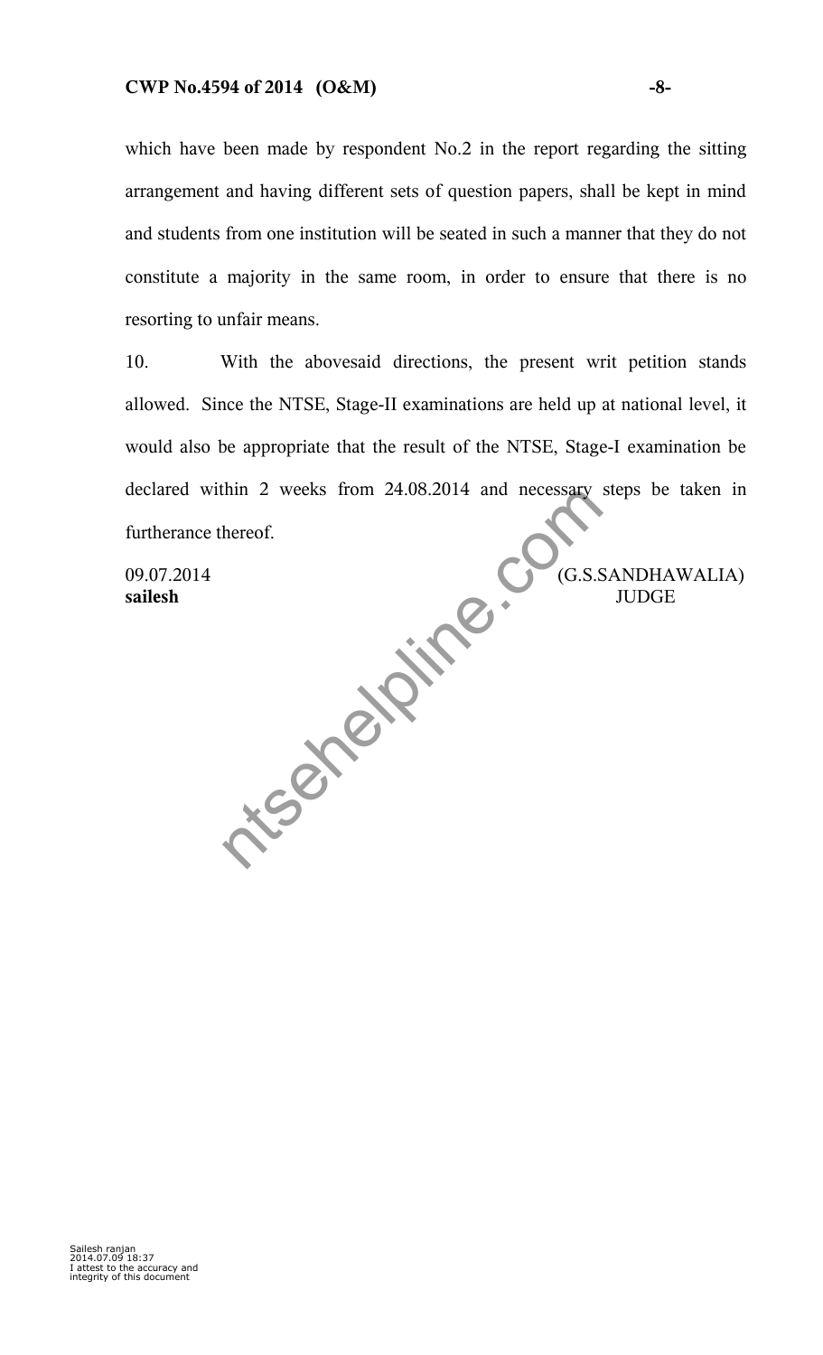which have been made by respondent No.2 in the report regarding the sitting arrangement and having different sets of question papers, shall be kept in mind and students from one institution will be seated in such a manner that they do not constitute a majority in the same room, in order to ensure that there is no resorting to unfair means.

10. With the abovesaid directions, the present writ petition stands allowed. Since the NTSE, Stage-II examinations are held up at national level, it would also be appropriate that the result of the NTSE, Stage-I examination be declared within 2 weeks from 24.08.2014 and necessary steps be taken in furtherance thereof.

09.07.2014 (G.S.SANDHAWALIA)
**sailesh** JUDGE

Sailesh ranjan
2014.07.09 18:37
I attest to the accuracy and integrity of this document